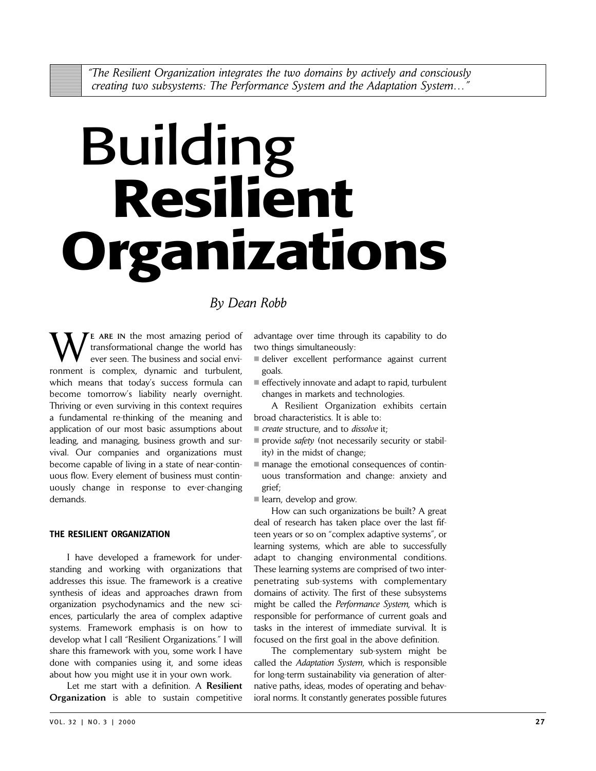> *"The Resilient Organization integrates the two domains by actively and consciously creating two subsystems: The Performance System and the Adaptation System…"*

# Building **Resilient Organizations**

*By Dean Robb*

WE ARE IN the most amazing period of transformational change the world has ever seen. The business and social environment is complex, dynamic and turbulent, which means that today's success formula can become tomorrow's liability nearly overnight. Thriving or even surviving in this context requires a fundamental re-thinking of the meaning and application of our most basic assumptions about leading, and managing, business growth and survival. Our companies and organizations must become capable of living in a state of near-continuous flow. Every element of business must continuously change in response to ever-changing demands.

## THE RESILIENT ORGANIZATION

I have developed a framework for understanding and working with organizations that addresses this issue. The framework is a creative synthesis of ideas and approaches drawn from organization psychodynamics and the new sciences, particularly the area of complex adaptive systems. Framework emphasis is on how to develop what I call "Resilient Organizations." I will share this framework with you, some work I have done with companies using it, and some ideas about how you might use it in your own work.

Let me start with a definition. A **Resilient Organization** is able to sustain competitive advantage over time through its capability to do two things simultaneously:

- deliver excellent performance against current goals.
- effectively innovate and adapt to rapid, turbulent changes in markets and technologies.

A Resilient Organization exhibits certain broad characteristics. It is able to:

- *create* structure, and to *dissolve* it;
- provide *safety* (not necessarily security or stability) in the midst of change;
- manage the emotional consequences of continuous transformation and change: anxiety and grief;
- learn, develop and grow.

How can such organizations be built? A great deal of research has taken place over the last fifteen years or so on "complex adaptive systems", or learning systems, which are able to successfully adapt to changing environmental conditions. These learning systems are comprised of two interpenetrating sub-systems with complementary domains of activity. The first of these subsystems might be called the *Performance System,* which is responsible for performance of current goals and tasks in the interest of immediate survival. It is focused on the first goal in the above definition.

The complementary sub-system might be called the *Adaptation System*, which is responsible for long-term sustainability via generation of alternative paths, ideas, modes of operating and behavioral norms. It constantly generates possible futures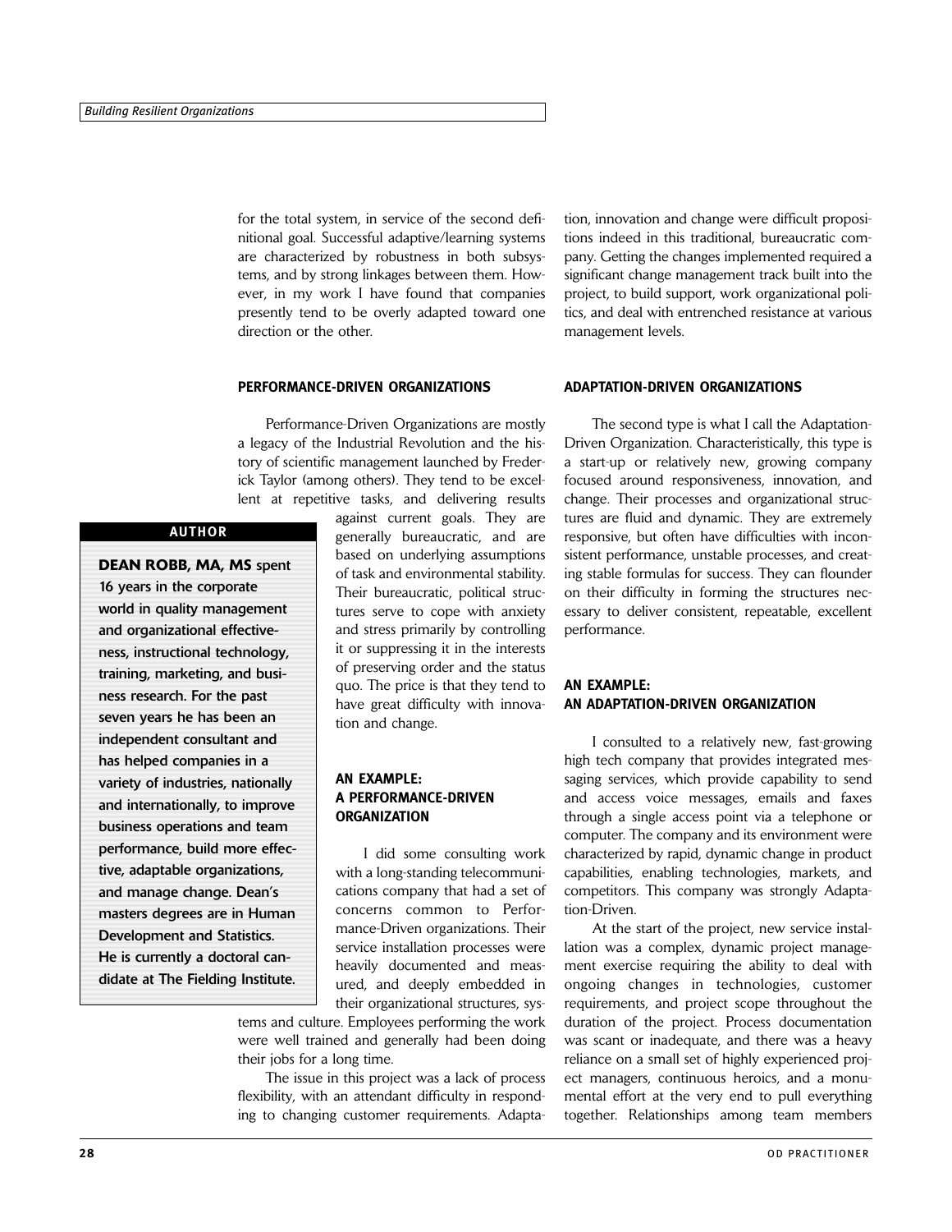for the total system, in service of the second definitional goal. Successful adaptive/learning systems are characterized by robustness in both subsystems, and by strong linkages between them. However, in my work I have found that companies presently tend to be overly adapted toward one direction or the other.

## PERFORMANCE-DRIVEN ORGANIZATIONS

Performance-Driven Organizations are mostly a legacy of the Industrial Revolution and the history of scientific management launched by Frederick Taylor (among others). They tend to be excellent at repetitive tasks, and delivering results against current goals. They are generally bureaucratic, and are based on underlying assumptions of task and environmental stability. Their bureaucratic, political structures serve to cope with anxiety and stress primarily by controlling it or suppressing it in the interests of preserving order and the status quo. The price is that they tend to have great difficulty with innovation and change.

> **AUTHOR**
>
> **DEAN ROBB, MA, MS spent 16 years in the corporate world in quality management and organizational effectiveness, instructional technology, training, marketing, and business research. For the past seven years he has been an independent consultant and has helped companies in a variety of industries, nationally and internationally, to improve business operations and team performance, build more effective, adaptable organizations, and manage change. Dean's masters degrees are in Human Development and Statistics. He is currently a doctoral candidate at The Fielding Institute.**

## AN EXAMPLE: A PERFORMANCE-DRIVEN ORGANIZATION

I did some consulting work with a long-standing telecommunications company that had a set of concerns common to Performance-Driven organizations. Their service installation processes were heavily documented and measured, and deeply embedded in their organizational structures, systems and culture. Employees performing the work were well trained and generally had been doing their jobs for a long time.

The issue in this project was a lack of process flexibility, with an attendant difficulty in responding to changing customer requirements. Adaptation, innovation and change were difficult propositions indeed in this traditional, bureaucratic company. Getting the changes implemented required a significant change management track built into the project, to build support, work organizational politics, and deal with entrenched resistance at various management levels.

## ADAPTATION-DRIVEN ORGANIZATIONS

The second type is what I call the Adaptation-Driven Organization. Characteristically, this type is a start-up or relatively new, growing company focused around responsiveness, innovation, and change. Their processes and organizational structures are fluid and dynamic. They are extremely responsive, but often have difficulties with inconsistent performance, unstable processes, and creating stable formulas for success. They can flounder on their difficulty in forming the structures necessary to deliver consistent, repeatable, excellent performance.

## AN EXAMPLE: AN ADAPTATION-DRIVEN ORGANIZATION

I consulted to a relatively new, fast-growing high tech company that provides integrated messaging services, which provide capability to send and access voice messages, emails and faxes through a single access point via a telephone or computer. The company and its environment were characterized by rapid, dynamic change in product capabilities, enabling technologies, markets, and competitors. This company was strongly Adaptation-Driven.

At the start of the project, new service installation was a complex, dynamic project management exercise requiring the ability to deal with ongoing changes in technologies, customer requirements, and project scope throughout the duration of the project. Process documentation was scant or inadequate, and there was a heavy reliance on a small set of highly experienced project managers, continuous heroics, and a monumental effort at the very end to pull everything together. Relationships among team members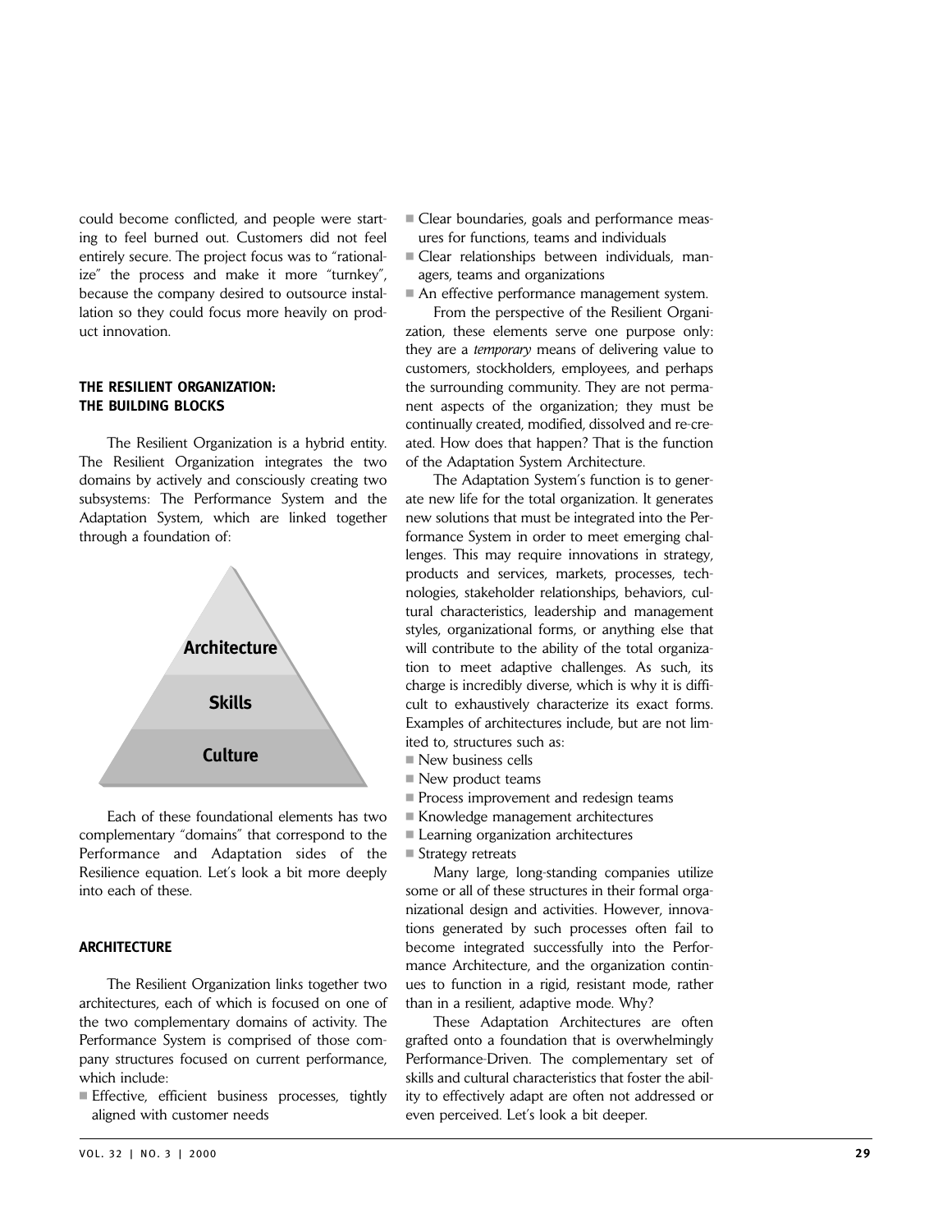could become conflicted, and people were starting to feel burned out. Customers did not feel entirely secure. The project focus was to "rationalize" the process and make it more "turnkey", because the company desired to outsource installation so they could focus more heavily on product innovation.

## THE RESILIENT ORGANIZATION: THE BUILDING BLOCKS

The Resilient Organization is a hybrid entity. The Resilient Organization integrates the two domains by actively and consciously creating two subsystems: The Performance System and the Adaptation System, which are linked together through a foundation of:

Architecture

Skills

Culture

Each of these foundational elements has two complementary "domains" that correspond to the Performance and Adaptation sides of the Resilience equation. Let's look a bit more deeply into each of these.

## ARCHITECTURE

The Resilient Organization links together two architectures, each of which is focused on one of the two complementary domains of activity. The Performance System is comprised of those company structures focused on current performance, which include:

- Effective, efficient business processes, tightly aligned with customer needs
- Clear boundaries, goals and performance measures for functions, teams and individuals
- Clear relationships between individuals, managers, teams and organizations
- An effective performance management system.

From the perspective of the Resilient Organization, these elements serve one purpose only: they are a *temporary* means of delivering value to customers, stockholders, employees, and perhaps the surrounding community. They are not permanent aspects of the organization; they must be continually created, modified, dissolved and re-created. How does that happen? That is the function of the Adaptation System Architecture.

The Adaptation System's function is to generate new life for the total organization. It generates new solutions that must be integrated into the Performance System in order to meet emerging challenges. This may require innovations in strategy, products and services, markets, processes, technologies, stakeholder relationships, behaviors, cultural characteristics, leadership and management styles, organizational forms, or anything else that will contribute to the ability of the total organization to meet adaptive challenges. As such, its charge is incredibly diverse, which is why it is difficult to exhaustively characterize its exact forms. Examples of architectures include, but are not limited to, structures such as:

- New business cells
- New product teams
- Process improvement and redesign teams
- Knowledge management architectures
- Learning organization architectures
- Strategy retreats

Many large, long-standing companies utilize some or all of these structures in their formal organizational design and activities. However, innovations generated by such processes often fail to become integrated successfully into the Performance Architecture, and the organization continues to function in a rigid, resistant mode, rather than in a resilient, adaptive mode. Why?

These Adaptation Architectures are often grafted onto a foundation that is overwhelmingly Performance-Driven. The complementary set of skills and cultural characteristics that foster the ability to effectively adapt are often not addressed or even perceived. Let's look a bit deeper.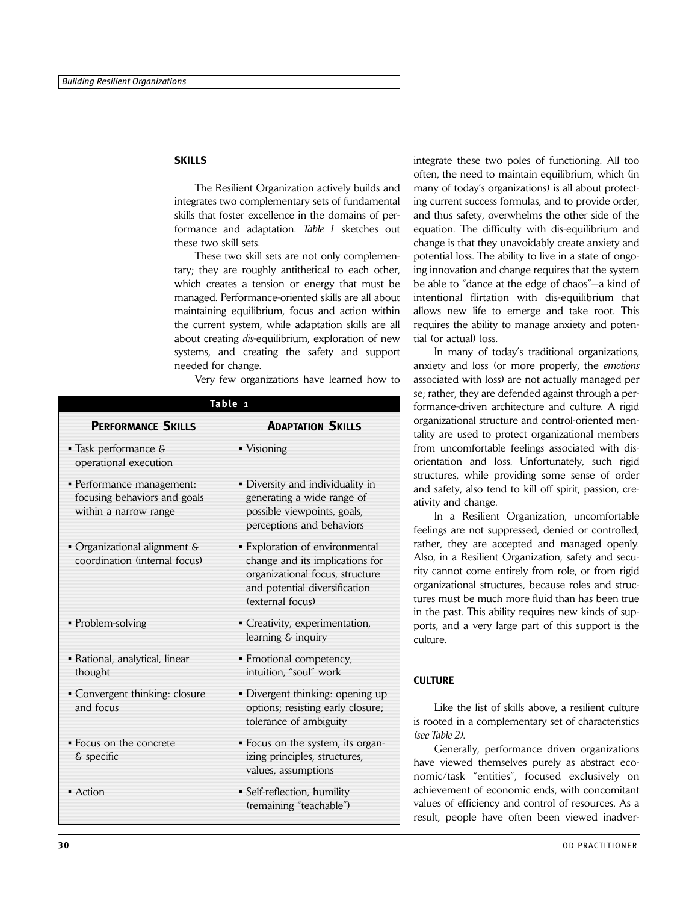## SKILLS

The Resilient Organization actively builds and integrates two complementary sets of fundamental skills that foster excellence in the domains of performance and adaptation. *Table 1* sketches out these two skill sets.

These two skill sets are not only complementary; they are roughly antithetical to each other, which creates a tension or energy that must be managed. Performance-oriented skills are all about maintaining equilibrium, focus and action within the current system, while adaptation skills are all about creating *dis*-equilibrium, exploration of new systems, and creating the safety and support needed for change.

Very few organizations have learned how to integrate these two poles of functioning. All too often, the need to maintain equilibrium, which (in many of today's organizations) is all about protecting current success formulas, and to provide order, and thus safety, overwhelms the other side of the equation. The difficulty with dis-equilibrium and change is that they unavoidably create anxiety and potential loss. The ability to live in a state of ongoing innovation and change requires that the system be able to "dance at the edge of chaos"—a kind of intentional flirtation with dis-equilibrium that allows new life to emerge and take root. This requires the ability to manage anxiety and potential (or actual) loss.

**Table 1**

| PERFORMANCE SKILLS | ADAPTATION SKILLS |
|---|---|
| ▪ Task performance & operational execution | ▪ Visioning |
| ▪ Performance management: focusing behaviors and goals within a narrow range | ▪ Diversity and individuality in generating a wide range of possible viewpoints, goals, perceptions and behaviors |
| ▪ Organizational alignment & coordination (internal focus) | ▪ Exploration of environmental change and its implications for organizational focus, structure and potential diversification (external focus) |
| ▪ Problem-solving | ▪ Creativity, experimentation, learning & inquiry |
| ▪ Rational, analytical, linear thought | ▪ Emotional competency, intuition, "soul" work |
| ▪ Convergent thinking: closure and focus | ▪ Divergent thinking: opening up options; resisting early closure; tolerance of ambiguity |
| ▪ Focus on the concrete & specific | ▪ Focus on the system, its organizing principles, structures, values, assumptions |
| ▪ Action | ▪ Self-reflection, humility (remaining "teachable") |

In many of today's traditional organizations, anxiety and loss (or more properly, the *emotions* associated with loss) are not actually managed per se; rather, they are defended against through a performance-driven architecture and culture. A rigid organizational structure and control-oriented mentality are used to protect organizational members from uncomfortable feelings associated with disorientation and loss. Unfortunately, such rigid structures, while providing some sense of order and safety, also tend to kill off spirit, passion, creativity and change.

In a Resilient Organization, uncomfortable feelings are not suppressed, denied or controlled, rather, they are accepted and managed openly. Also, in a Resilient Organization, safety and security cannot come entirely from role, or from rigid organizational structures, because roles and structures must be much more fluid than has been true in the past. This ability requires new kinds of supports, and a very large part of this support is the culture.

## CULTURE

Like the list of skills above, a resilient culture is rooted in a complementary set of characteristics *(see Table 2)*.

Generally, performance driven organizations have viewed themselves purely as abstract economic/task "entities", focused exclusively on achievement of economic ends, with concomitant values of efficiency and control of resources. As a result, people have often been viewed inadver-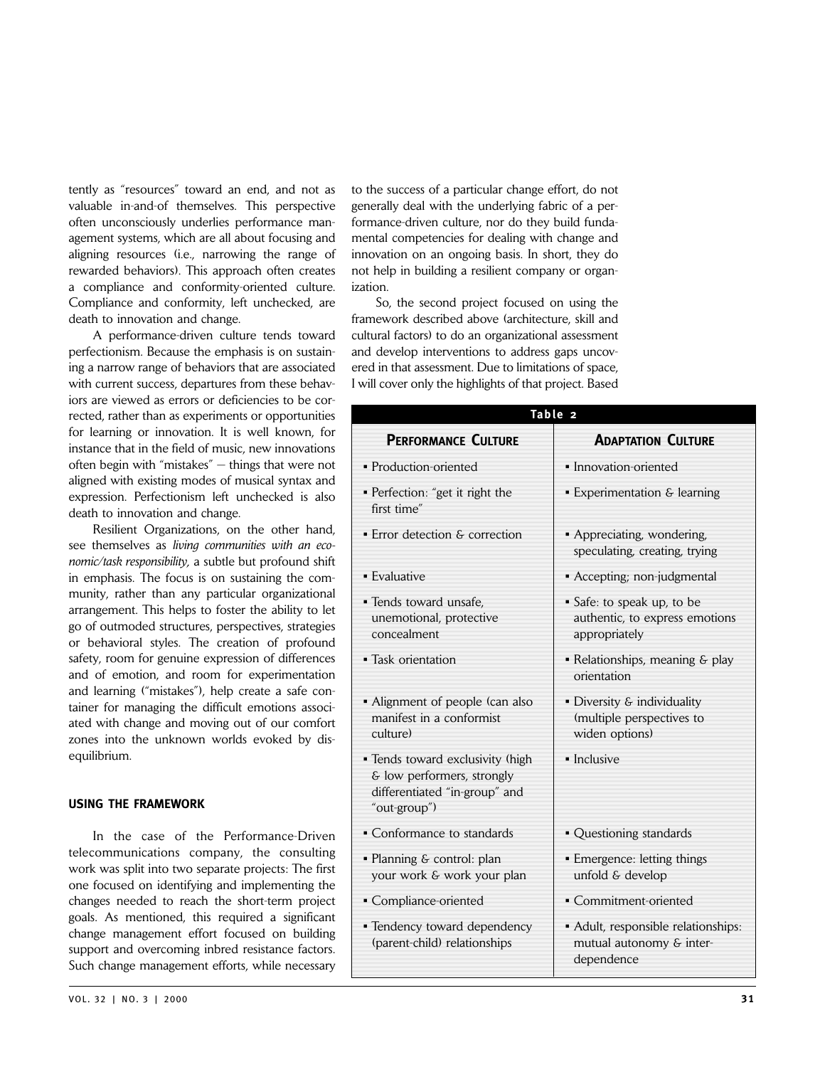tently as "resources" toward an end, and not as valuable in-and-of themselves. This perspective often unconsciously underlies performance management systems, which are all about focusing and aligning resources (i.e., narrowing the range of rewarded behaviors). This approach often creates a compliance and conformity-oriented culture. Compliance and conformity, left unchecked, are death to innovation and change.

A performance-driven culture tends toward perfectionism. Because the emphasis is on sustaining a narrow range of behaviors that are associated with current success, departures from these behaviors are viewed as errors or deficiencies to be corrected, rather than as experiments or opportunities for learning or innovation. It is well known, for instance that in the field of music, new innovations often begin with "mistakes" — things that were not aligned with existing modes of musical syntax and expression. Perfectionism left unchecked is also death to innovation and change.

Resilient Organizations, on the other hand, see themselves as *living communities with an economic/task responsibility,* a subtle but profound shift in emphasis. The focus is on sustaining the community, rather than any particular organizational arrangement. This helps to foster the ability to let go of outmoded structures, perspectives, strategies or behavioral styles. The creation of profound safety, room for genuine expression of differences and of emotion, and room for experimentation and learning ("mistakes"), help create a safe container for managing the difficult emotions associated with change and moving out of our comfort zones into the unknown worlds evoked by disequilibrium.

## USING THE FRAMEWORK

In the case of the Performance-Driven telecommunications company, the consulting work was split into two separate projects: The first one focused on identifying and implementing the changes needed to reach the short-term project goals. As mentioned, this required a significant change management effort focused on building support and overcoming inbred resistance factors. Such change management efforts, while necessary to the success of a particular change effort, do not generally deal with the underlying fabric of a performance-driven culture, nor do they build fundamental competencies for dealing with change and innovation on an ongoing basis. In short, they do not help in building a resilient company or organization.

So, the second project focused on using the framework described above (architecture, skill and cultural factors) to do an organizational assessment and develop interventions to address gaps uncovered in that assessment. Due to limitations of space, I will cover only the highlights of that project. Based

**Table 2**

| PERFORMANCE CULTURE | ADAPTATION CULTURE |
|---|---|
| Production-oriented | Innovation-oriented |
| Perfection: "get it right the first time" | Experimentation & learning |
| Error detection & correction | Appreciating, wondering, speculating, creating, trying |
| Evaluative | Accepting; non-judgmental |
| Tends toward unsafe, unemotional, protective concealment | Safe: to speak up, to be authentic, to express emotions appropriately |
| Task orientation | Relationships, meaning & play orientation |
| Alignment of people (can also manifest in a conformist culture) | Diversity & individuality (multiple perspectives to widen options) |
| Tends toward exclusivity (high & low performers, strongly differentiated "in-group" and "out-group") | Inclusive |
| Conformance to standards | Questioning standards |
| Planning & control: plan your work & work your plan | Emergence: letting things unfold & develop |
| Compliance-oriented | Commitment-oriented |
| Tendency toward dependency (parent-child) relationships | Adult, responsible relationships: mutual autonomy & interdependence |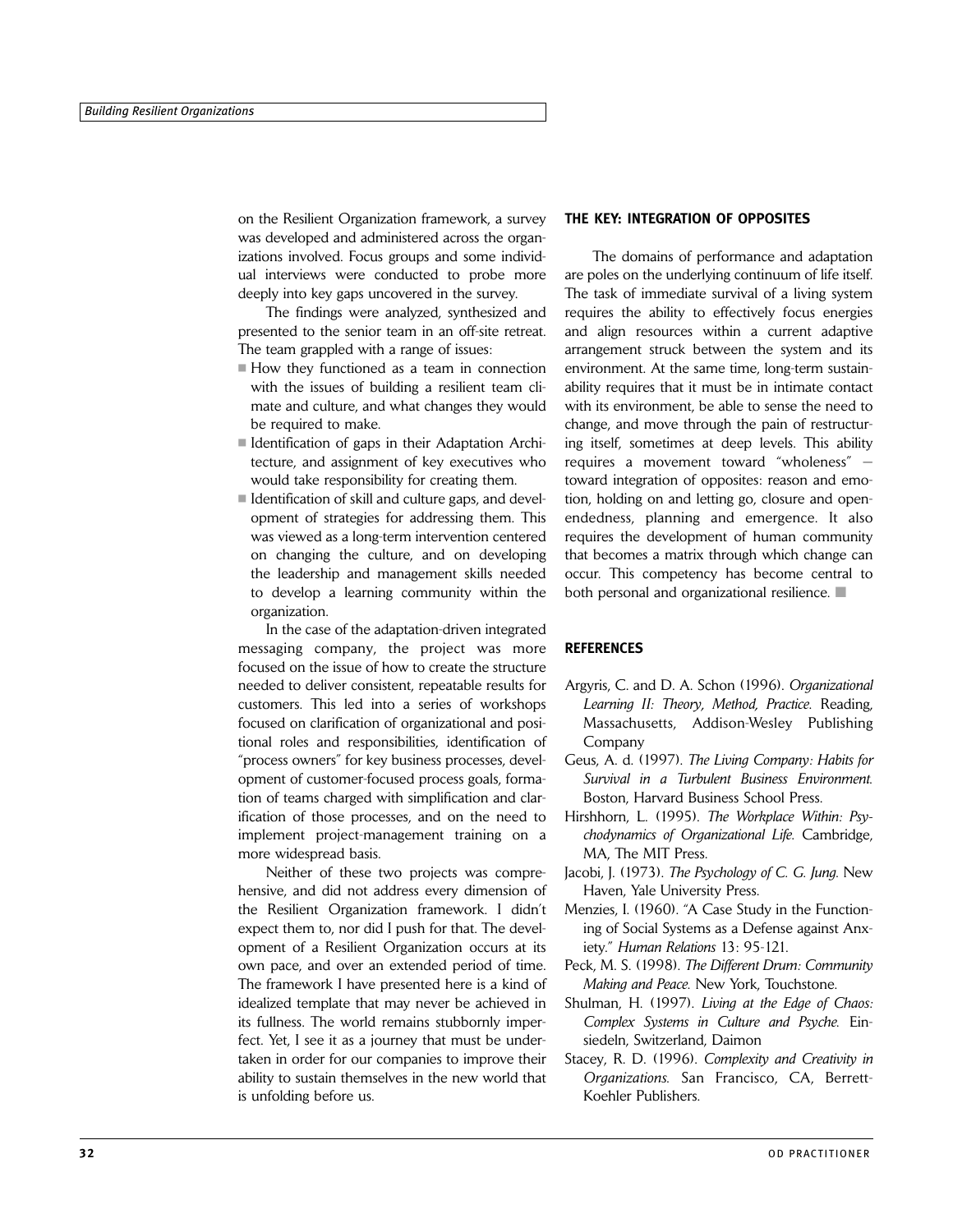on the Resilient Organization framework, a survey was developed and administered across the organizations involved. Focus groups and some individual interviews were conducted to probe more deeply into key gaps uncovered in the survey.

The findings were analyzed, synthesized and presented to the senior team in an off-site retreat. The team grappled with a range of issues:

- How they functioned as a team in connection with the issues of building a resilient team climate and culture, and what changes they would be required to make.
- Identification of gaps in their Adaptation Architecture, and assignment of key executives who would take responsibility for creating them.
- Identification of skill and culture gaps, and development of strategies for addressing them. This was viewed as a long-term intervention centered on changing the culture, and on developing the leadership and management skills needed to develop a learning community within the organization.

In the case of the adaptation-driven integrated messaging company, the project was more focused on the issue of how to create the structure needed to deliver consistent, repeatable results for customers. This led into a series of workshops focused on clarification of organizational and positional roles and responsibilities, identification of "process owners" for key business processes, development of customer-focused process goals, formation of teams charged with simplification and clarification of those processes, and on the need to implement project-management training on a more widespread basis.

Neither of these two projects was comprehensive, and did not address every dimension of the Resilient Organization framework. I didn't expect them to, nor did I push for that. The development of a Resilient Organization occurs at its own pace, and over an extended period of time. The framework I have presented here is a kind of idealized template that may never be achieved in its fullness. The world remains stubbornly imperfect. Yet, I see it as a journey that must be undertaken in order for our companies to improve their ability to sustain themselves in the new world that is unfolding before us.

## THE KEY: INTEGRATION OF OPPOSITES

The domains of performance and adaptation are poles on the underlying continuum of life itself. The task of immediate survival of a living system requires the ability to effectively focus energies and align resources within a current adaptive arrangement struck between the system and its environment. At the same time, long-term sustainability requires that it must be in intimate contact with its environment, be able to sense the need to change, and move through the pain of restructuring itself, sometimes at deep levels. This ability requires a movement toward "wholeness" — toward integration of opposites: reason and emotion, holding on and letting go, closure and open-endedness, planning and emergence. It also requires the development of human community that becomes a matrix through which change can occur. This competency has become central to both personal and organizational resilience. ■

## REFERENCES

Argyris, C. and D. A. Schon (1996). *Organizational Learning II: Theory, Method, Practice.* Reading, Massachusetts, Addison-Wesley Publishing Company

Geus, A. d. (1997). *The Living Company: Habits for Survival in a Turbulent Business Environment.* Boston, Harvard Business School Press.

Hirshhorn, L. (1995). *The Workplace Within: Psychodynamics of Organizational Life.* Cambridge, MA, The MIT Press.

Jacobi, J. (1973). *The Psychology of C. G. Jung.* New Haven, Yale University Press.

Menzies, I. (1960). "A Case Study in the Functioning of Social Systems as a Defense against Anxiety." *Human Relations* 13: 95-121.

Peck, M. S. (1998). *The Different Drum: Community Making and Peace.* New York, Touchstone.

Shulman, H. (1997). *Living at the Edge of Chaos: Complex Systems in Culture and Psyche.* Einsiedeln, Switzerland, Daimon

Stacey, R. D. (1996). *Complexity and Creativity in Organizations.* San Francisco, CA, Berrett-Koehler Publishers.